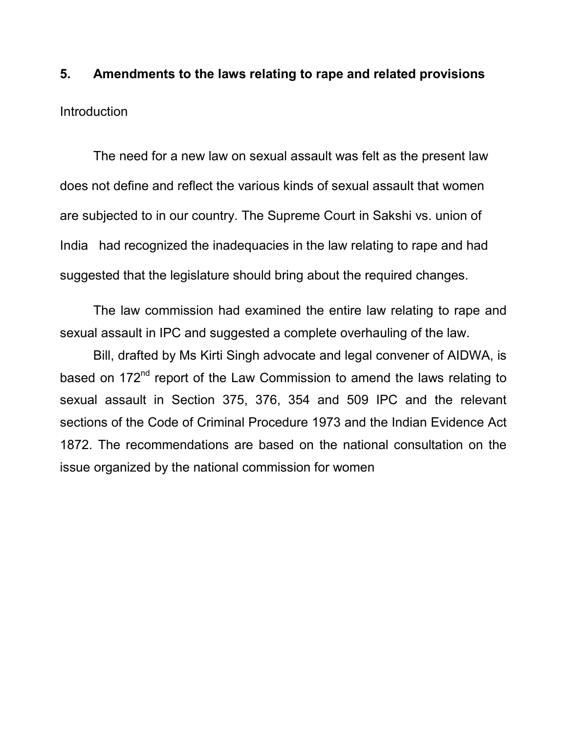## 5. Amendments to the laws relating to rape and related provisions

Introduction

The need for a new law on sexual assault was felt as the present law does not define and reflect the various kinds of sexual assault that women are subjected to in our country. The Supreme Court in Sakshi vs. union of India had recognized the inadequacies in the law relating to rape and had suggested that the legislature should bring about the required changes.

The law commission had examined the entire law relating to rape and sexual assault in IPC and suggested a complete overhauling of the law.

Bill, drafted by Ms Kirti Singh advocate and legal convener of AIDWA, is based on 172nd report of the Law Commission to amend the laws relating to sexual assault in Section 375, 376, 354 and 509 IPC and the relevant sections of the Code of Criminal Procedure 1973 and the Indian Evidence Act 1872. The recommendations are based on the national consultation on the issue organized by the national commission for women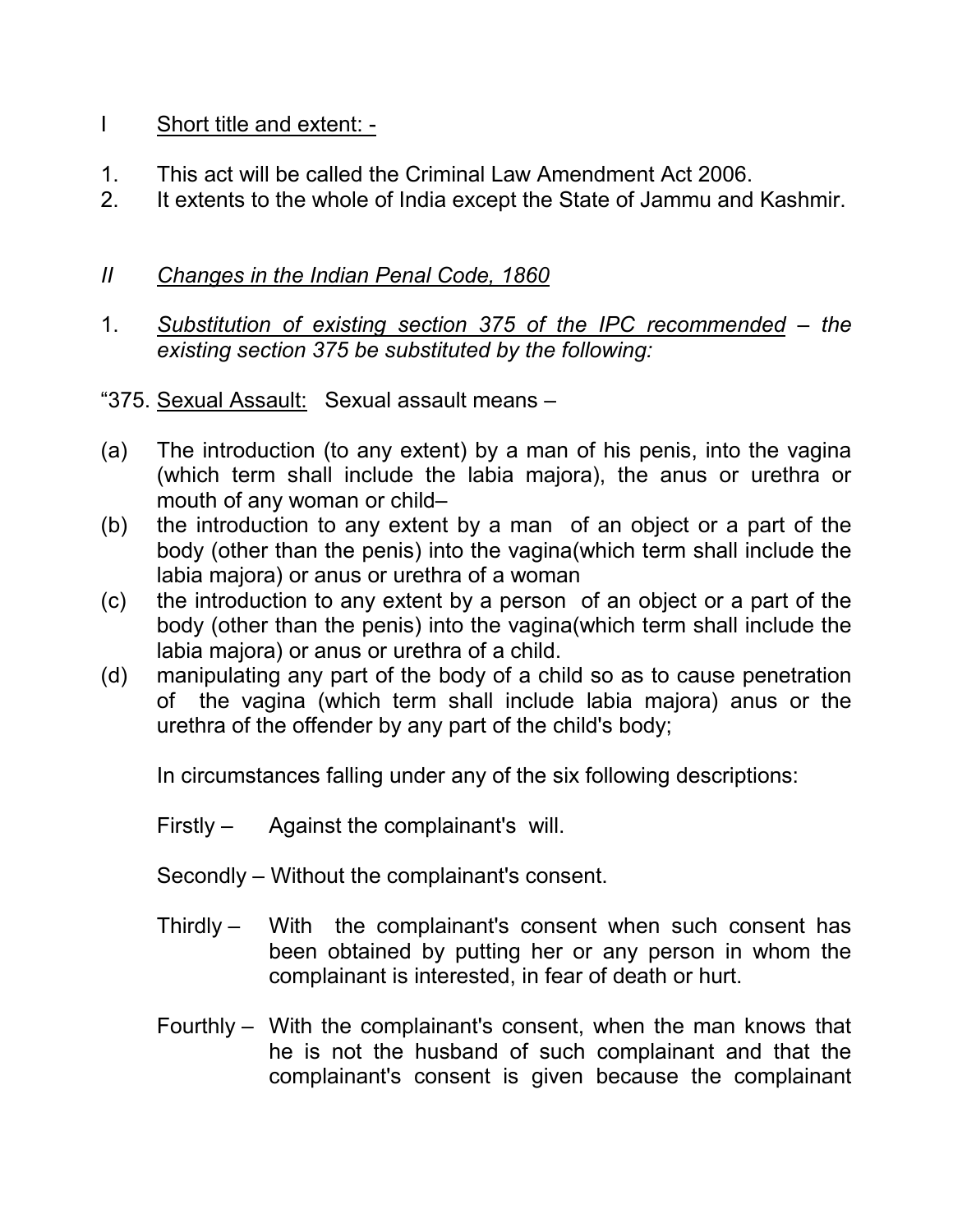I &nbsp;&nbsp;&nbsp; <u>Short title and extent: -</u>

1. This act will be called the Criminal Law Amendment Act 2006.
2. It extents to the whole of India except the State of Jammu and Kashmir.

*II &nbsp;&nbsp;&nbsp; <u>Changes in the Indian Penal Code, 1860</u>*

1. *<u>Substitution of existing section 375 of the IPC recommended</u> – the existing section 375 be substituted by the following:*

"375. <u>Sexual Assault:</u> Sexual assault means –

(a) The introduction (to any extent) by a man of his penis, into the vagina (which term shall include the labia majora), the anus or urethra or mouth of any woman or child–

(b) the introduction to any extent by a man of an object or a part of the body (other than the penis) into the vagina(which term shall include the labia majora) or anus or urethra of a woman

(c) the introduction to any extent by a person of an object or a part of the body (other than the penis) into the vagina(which term shall include the labia majora) or anus or urethra of a child.

(d) manipulating any part of the body of a child so as to cause penetration of the vagina (which term shall include labia majora) anus or the urethra of the offender by any part of the child's body;

In circumstances falling under any of the six following descriptions:

Firstly – Against the complainant's will.

Secondly – Without the complainant's consent.

Thirdly – With the complainant's consent when such consent has been obtained by putting her or any person in whom the complainant is interested, in fear of death or hurt.

Fourthly – With the complainant's consent, when the man knows that he is not the husband of such complainant and that the complainant's consent is given because the complainant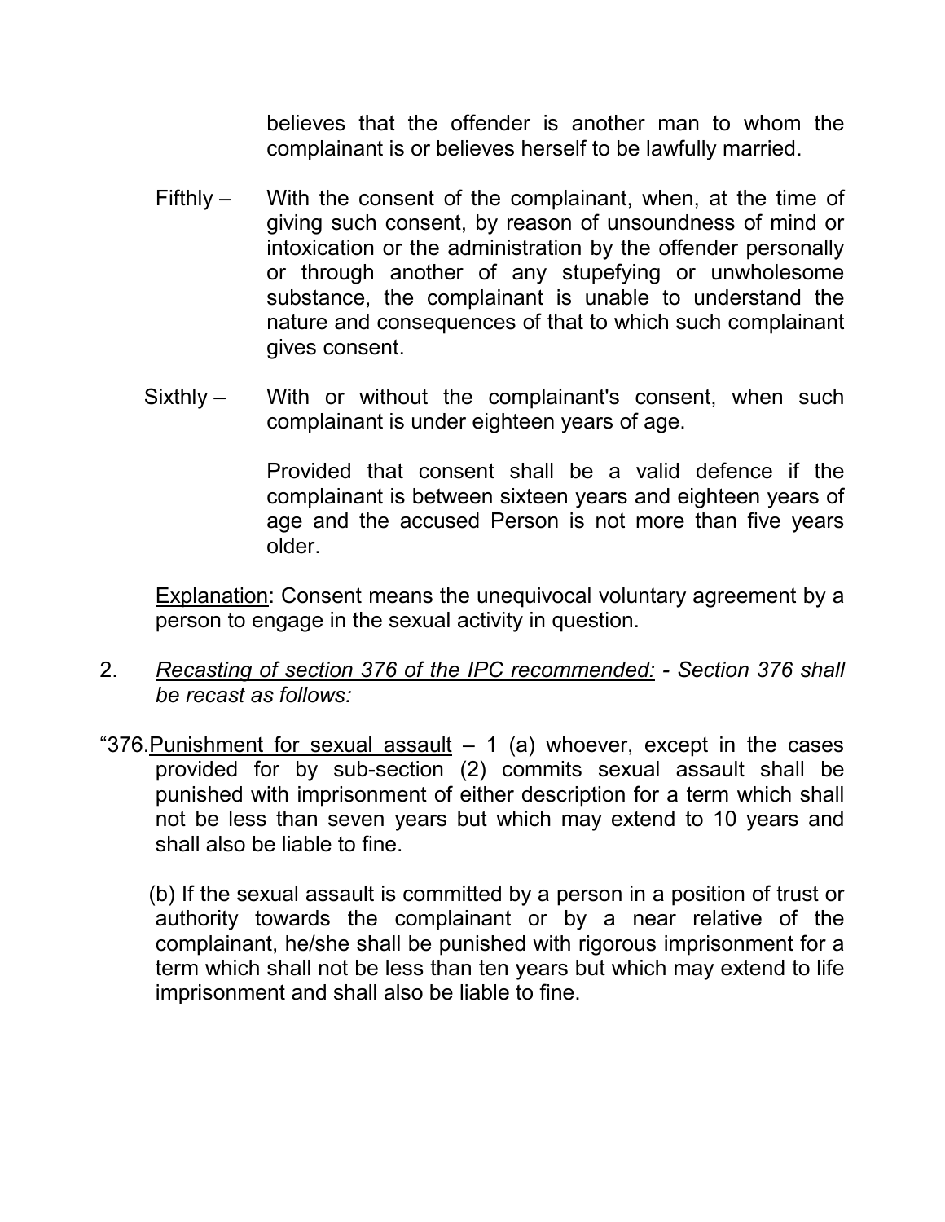believes that the offender is another man to whom the complainant is or believes herself to be lawfully married.

Fifthly – With the consent of the complainant, when, at the time of giving such consent, by reason of unsoundness of mind or intoxication or the administration by the offender personally or through another of any stupefying or unwholesome substance, the complainant is unable to understand the nature and consequences of that to which such complainant gives consent.

Sixthly – With or without the complainant's consent, when such complainant is under eighteen years of age.

Provided that consent shall be a valid defence if the complainant is between sixteen years and eighteen years of age and the accused Person is not more than five years older.

Explanation: Consent means the unequivocal voluntary agreement by a person to engage in the sexual activity in question.

2. *Recasting of section 376 of the IPC recommended: - Section 376 shall be recast as follows:*

"376.Punishment for sexual assault – 1 (a) whoever, except in the cases provided for by sub-section (2) commits sexual assault shall be punished with imprisonment of either description for a term which shall not be less than seven years but which may extend to 10 years and shall also be liable to fine.

(b) If the sexual assault is committed by a person in a position of trust or authority towards the complainant or by a near relative of the complainant, he/she shall be punished with rigorous imprisonment for a term which shall not be less than ten years but which may extend to life imprisonment and shall also be liable to fine.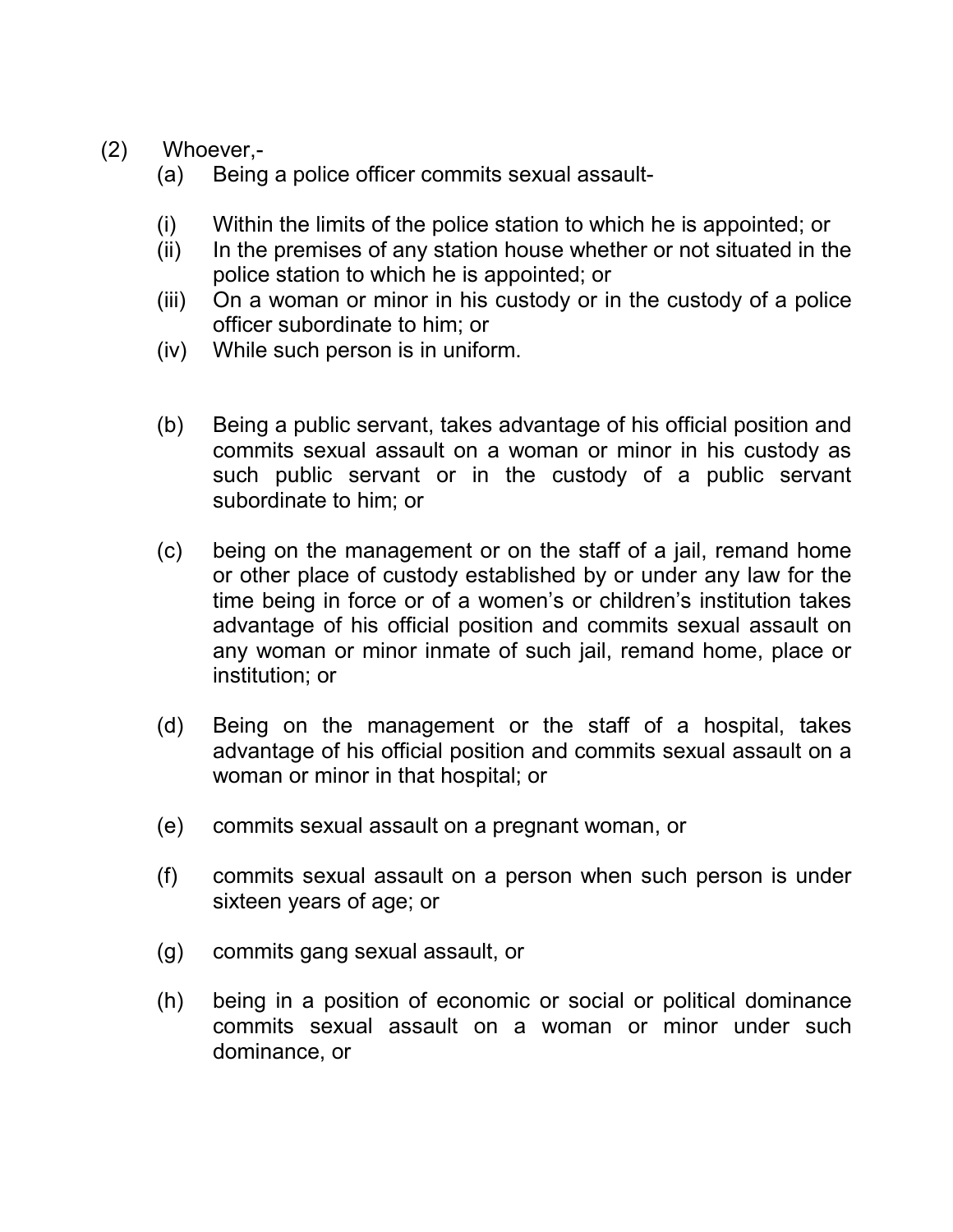(2) Whoever,-

(a) Being a police officer commits sexual assault-

(i) Within the limits of the police station to which he is appointed; or

(ii) In the premises of any station house whether or not situated in the police station to which he is appointed; or

(iii) On a woman or minor in his custody or in the custody of a police officer subordinate to him; or

(iv) While such person is in uniform.

(b) Being a public servant, takes advantage of his official position and commits sexual assault on a woman or minor in his custody as such public servant or in the custody of a public servant subordinate to him; or

(c) being on the management or on the staff of a jail, remand home or other place of custody established by or under any law for the time being in force or of a women's or children's institution takes advantage of his official position and commits sexual assault on any woman or minor inmate of such jail, remand home, place or institution; or

(d) Being on the management or the staff of a hospital, takes advantage of his official position and commits sexual assault on a woman or minor in that hospital; or

(e) commits sexual assault on a pregnant woman, or

(f) commits sexual assault on a person when such person is under sixteen years of age; or

(g) commits gang sexual assault, or

(h) being in a position of economic or social or political dominance commits sexual assault on a woman or minor under such dominance, or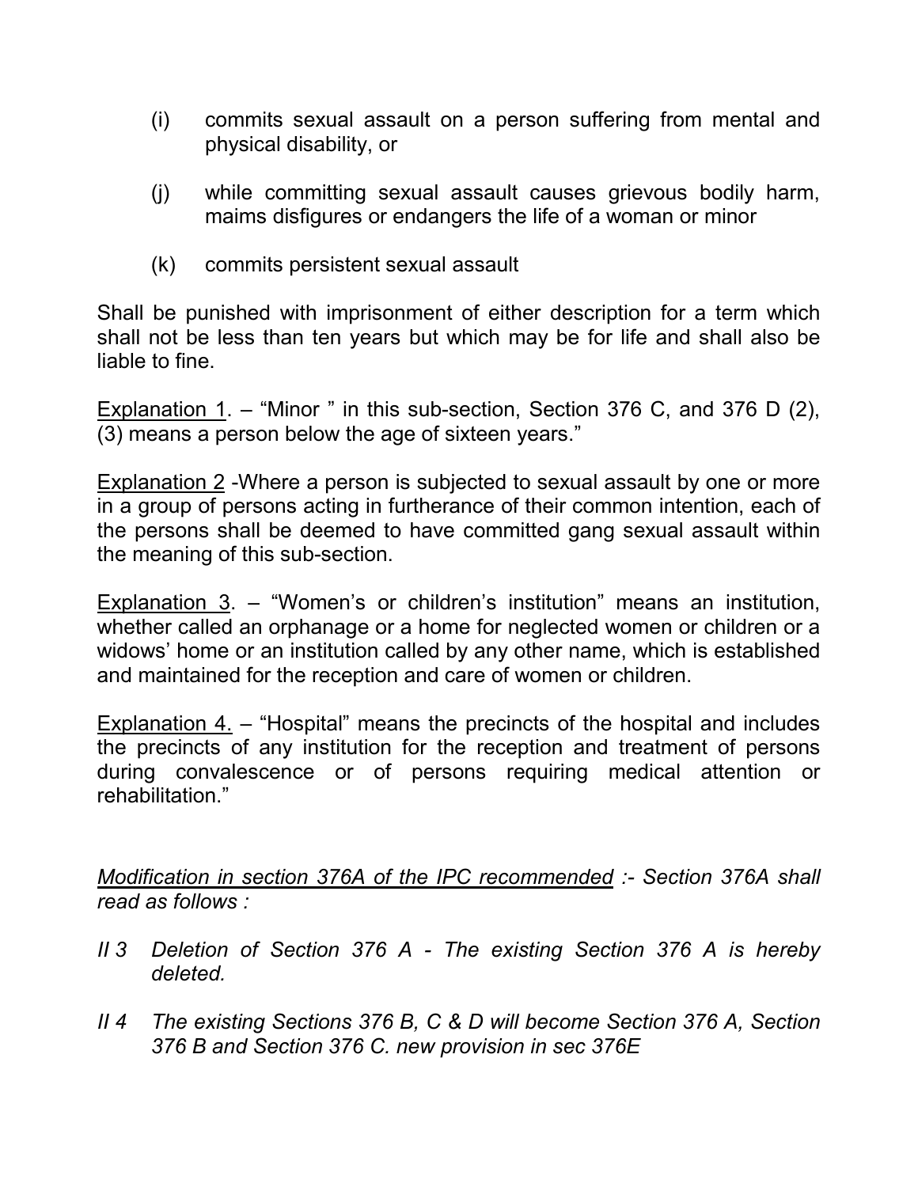(i) commits sexual assault on a person suffering from mental and physical disability, or

(j) while committing sexual assault causes grievous bodily harm, maims disfigures or endangers the life of a woman or minor

(k) commits persistent sexual assault

Shall be punished with imprisonment of either description for a term which shall not be less than ten years but which may be for life and shall also be liable to fine.

<u>Explanation 1</u>. – "Minor " in this sub-section, Section 376 C, and 376 D (2), (3) means a person below the age of sixteen years."

<u>Explanation 2</u> -Where a person is subjected to sexual assault by one or more in a group of persons acting in furtherance of their common intention, each of the persons shall be deemed to have committed gang sexual assault within the meaning of this sub-section.

<u>Explanation 3</u>. – "Women's or children's institution" means an institution, whether called an orphanage or a home for neglected women or children or a widows' home or an institution called by any other name, which is established and maintained for the reception and care of women or children.

<u>Explanation 4.</u> – "Hospital" means the precincts of the hospital and includes the precincts of any institution for the reception and treatment of persons during convalescence or of persons requiring medical attention or rehabilitation."

*<u>Modification in section 376A of the IPC recommended</u> :- Section 376A shall read as follows :*

*II 3 Deletion of Section 376 A - The existing Section 376 A is hereby deleted.*

*II 4 The existing Sections 376 B, C & D will become Section 376 A, Section 376 B and Section 376 C. new provision in sec 376E*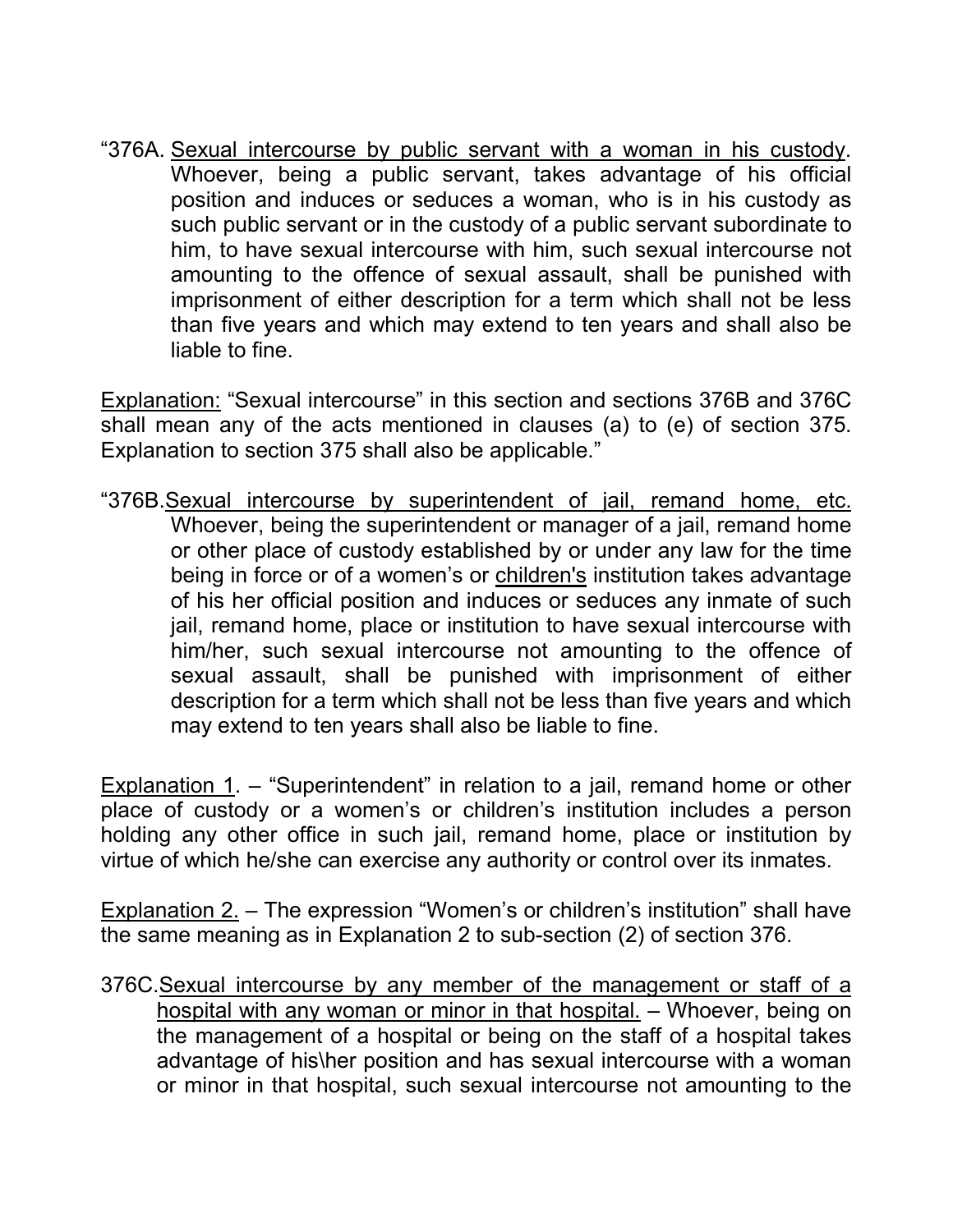"376A. <u>Sexual intercourse by public servant with a woman in his custody</u>. Whoever, being a public servant, takes advantage of his official position and induces or seduces a woman, who is in his custody as such public servant or in the custody of a public servant subordinate to him, to have sexual intercourse with him, such sexual intercourse not amounting to the offence of sexual assault, shall be punished with imprisonment of either description for a term which shall not be less than five years and which may extend to ten years and shall also be liable to fine.

<u>Explanation:</u> "Sexual intercourse" in this section and sections 376B and 376C shall mean any of the acts mentioned in clauses (a) to (e) of section 375. Explanation to section 375 shall also be applicable."

"376B.<u>Sexual intercourse by superintendent of jail, remand home, etc.</u> Whoever, being the superintendent or manager of a jail, remand home or other place of custody established by or under any law for the time being in force or of a women's or <u>children's</u> institution takes advantage of his her official position and induces or seduces any inmate of such jail, remand home, place or institution to have sexual intercourse with him/her, such sexual intercourse not amounting to the offence of sexual assault, shall be punished with imprisonment of either description for a term which shall not be less than five years and which may extend to ten years shall also be liable to fine.

<u>Explanation 1</u>. – "Superintendent" in relation to a jail, remand home or other place of custody or a women's or children's institution includes a person holding any other office in such jail, remand home, place or institution by virtue of which he/she can exercise any authority or control over its inmates.

<u>Explanation 2.</u> – The expression "Women's or children's institution" shall have the same meaning as in Explanation 2 to sub-section (2) of section 376.

376C.<u>Sexual intercourse by any member of the management or staff of a hospital with any woman or minor in that hospital.</u> – Whoever, being on the management of a hospital or being on the staff of a hospital takes advantage of his\her position and has sexual intercourse with a woman or minor in that hospital, such sexual intercourse not amounting to the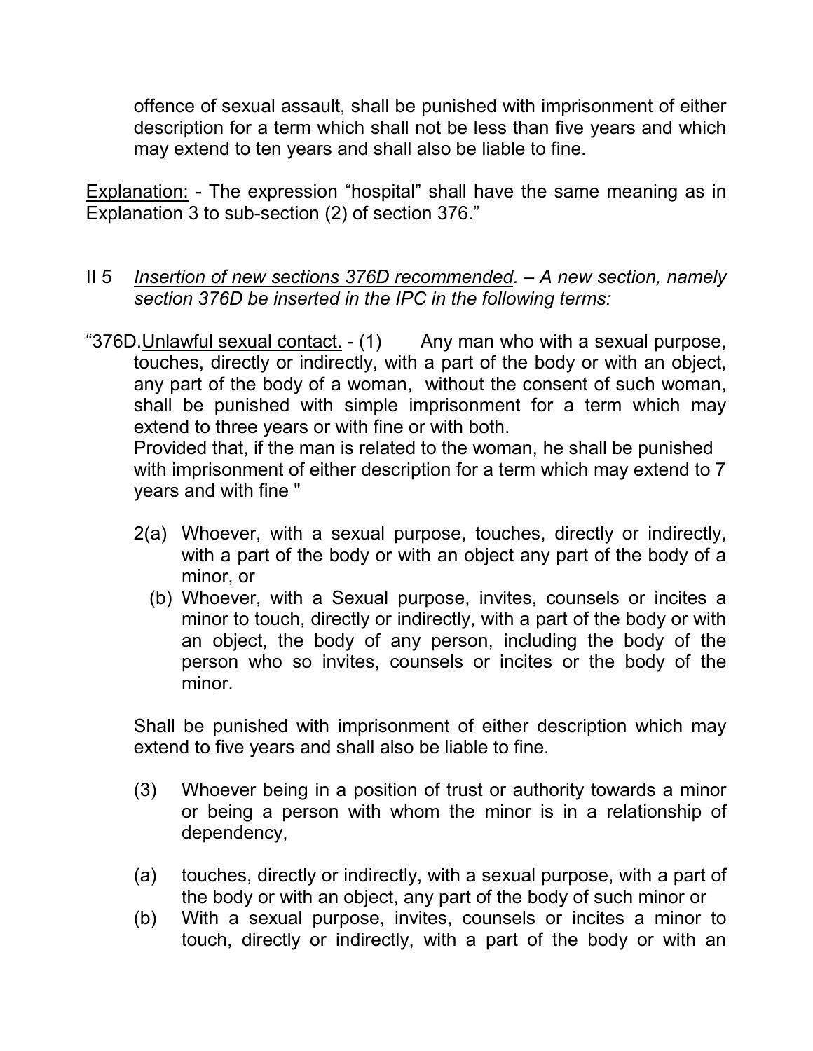offence of sexual assault, shall be punished with imprisonment of either description for a term which shall not be less than five years and which may extend to ten years and shall also be liable to fine.

Explanation: - The expression "hospital" shall have the same meaning as in Explanation 3 to sub-section (2) of section 376."

II 5 *Insertion of new sections 376D recommended. – A new section, namely section 376D be inserted in the IPC in the following terms:*

"376D. Unlawful sexual contact. - (1) Any man who with a sexual purpose, touches, directly or indirectly, with a part of the body or with an object, any part of the body of a woman, without the consent of such woman, shall be punished with simple imprisonment for a term which may extend to three years or with fine or with both.
Provided that, if the man is related to the woman, he shall be punished with imprisonment of either description for a term which may extend to 7 years and with fine "

2(a) Whoever, with a sexual purpose, touches, directly or indirectly, with a part of the body or with an object any part of the body of a minor, or

(b) Whoever, with a Sexual purpose, invites, counsels or incites a minor to touch, directly or indirectly, with a part of the body or with an object, the body of any person, including the body of the person who so invites, counsels or incites or the body of the minor.

Shall be punished with imprisonment of either description which may extend to five years and shall also be liable to fine.

(3) Whoever being in a position of trust or authority towards a minor or being a person with whom the minor is in a relationship of dependency,

(a) touches, directly or indirectly, with a sexual purpose, with a part of the body or with an object, any part of the body of such minor or

(b) With a sexual purpose, invites, counsels or incites a minor to touch, directly or indirectly, with a part of the body or with an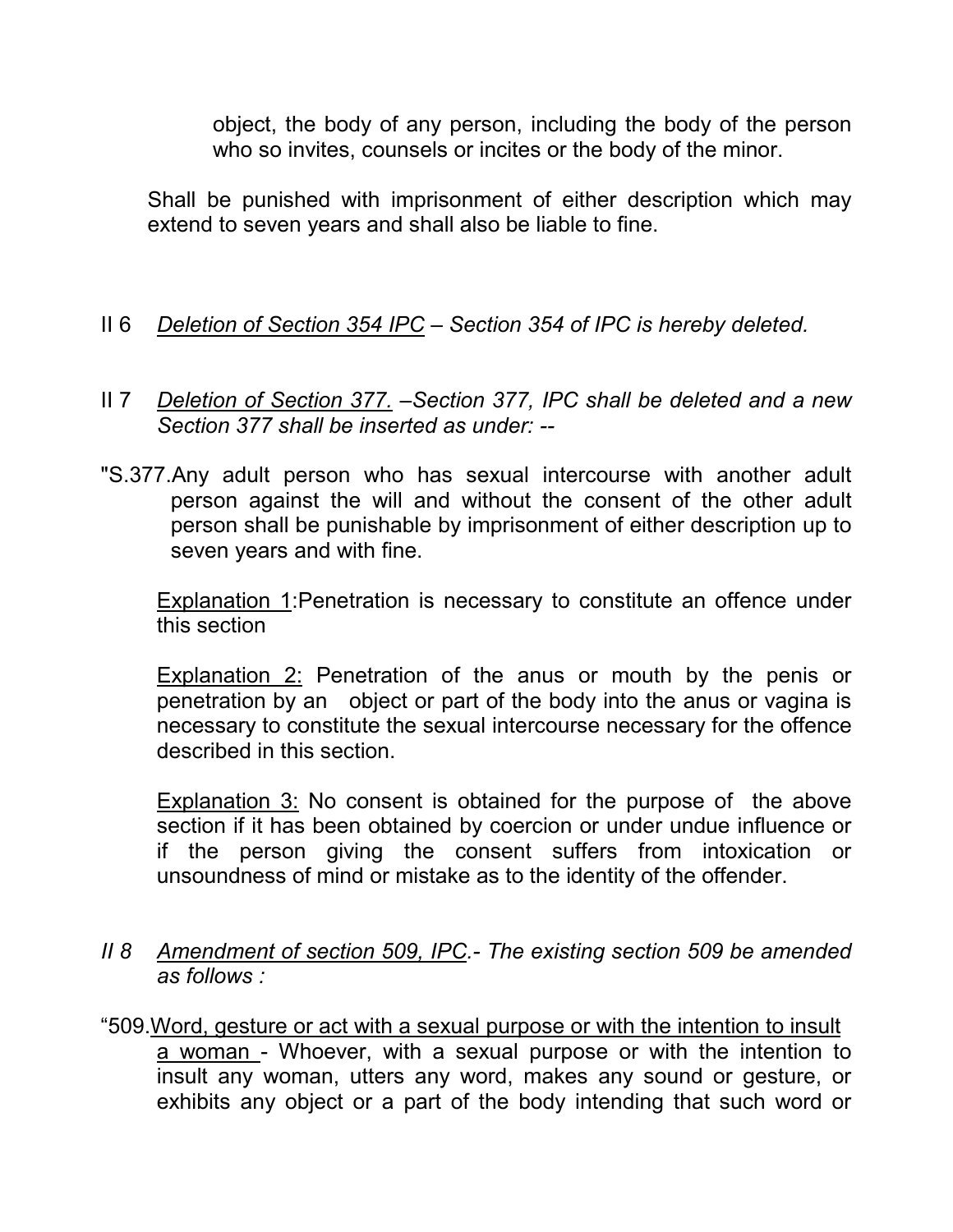object, the body of any person, including the body of the person who so invites, counsels or incites or the body of the minor.

Shall be punished with imprisonment of either description which may extend to seven years and shall also be liable to fine.

II 6 *<u>Deletion of Section 354 IPC</u> – Section 354 of IPC is hereby deleted.*

II 7 *<u>Deletion of Section 377.</u> –Section 377, IPC shall be deleted and a new Section 377 shall be inserted as under: --*

"S.377.Any adult person who has sexual intercourse with another adult person against the will and without the consent of the other adult person shall be punishable by imprisonment of either description up to seven years and with fine.

<u>Explanation 1</u>:Penetration is necessary to constitute an offence under this section

<u>Explanation 2:</u> Penetration of the anus or mouth by the penis or penetration by an object or part of the body into the anus or vagina is necessary to constitute the sexual intercourse necessary for the offence described in this section.

<u>Explanation 3:</u> No consent is obtained for the purpose of the above section if it has been obtained by coercion or under undue influence or if the person giving the consent suffers from intoxication or unsoundness of mind or mistake as to the identity of the offender.

*II 8 <u>Amendment of section 509, IPC</u>.- The existing section 509 be amended as follows :*

"509.<u>Word, gesture or act with a sexual purpose or with the intention to insult a woman</u> - Whoever, with a sexual purpose or with the intention to insult any woman, utters any word, makes any sound or gesture, or exhibits any object or a part of the body intending that such word or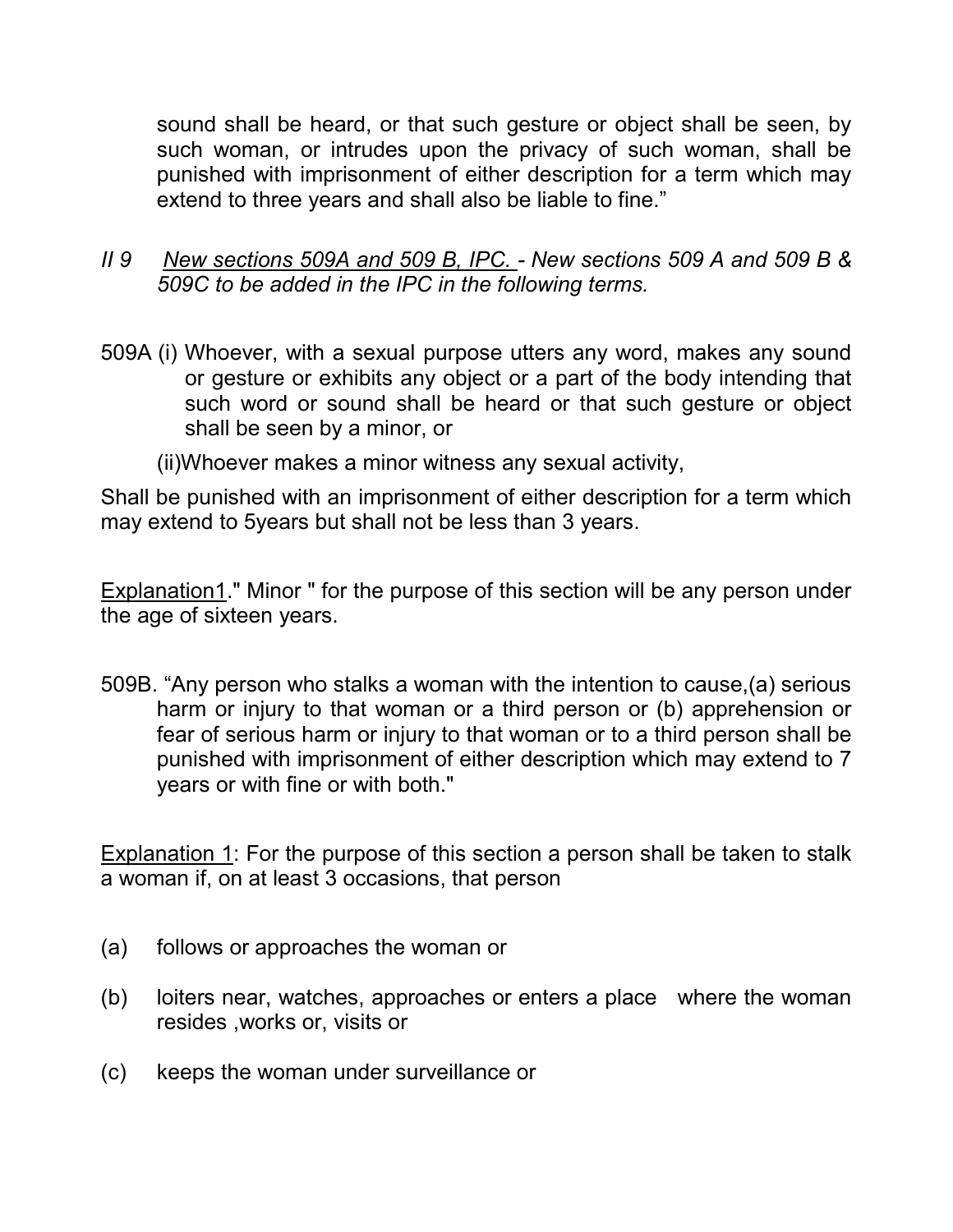sound shall be heard, or that such gesture or object shall be seen, by such woman, or intrudes upon the privacy of such woman, shall be punished with imprisonment of either description for a term which may extend to three years and shall also be liable to fine."

*II 9 <u>New sections 509A and 509 B, IPC.</u> - New sections 509 A and 509 B & 509C to be added in the IPC in the following terms.*

509A (i) Whoever, with a sexual purpose utters any word, makes any sound or gesture or exhibits any object or a part of the body intending that such word or sound shall be heard or that such gesture or object shall be seen by a minor, or

(ii)Whoever makes a minor witness any sexual activity,

Shall be punished with an imprisonment of either description for a term which may extend to 5years but shall not be less than 3 years.

<u>Explanation1</u>." Minor " for the purpose of this section will be any person under the age of sixteen years.

509B. "Any person who stalks a woman with the intention to cause,(a) serious harm or injury to that woman or a third person or (b) apprehension or fear of serious harm or injury to that woman or to a third person shall be punished with imprisonment of either description which may extend to 7 years or with fine or with both."

<u>Explanation 1</u>: For the purpose of this section a person shall be taken to stalk a woman if, on at least 3 occasions, that person

(a) follows or approaches the woman or

(b) loiters near, watches, approaches or enters a place where the woman resides ,works or, visits or

(c) keeps the woman under surveillance or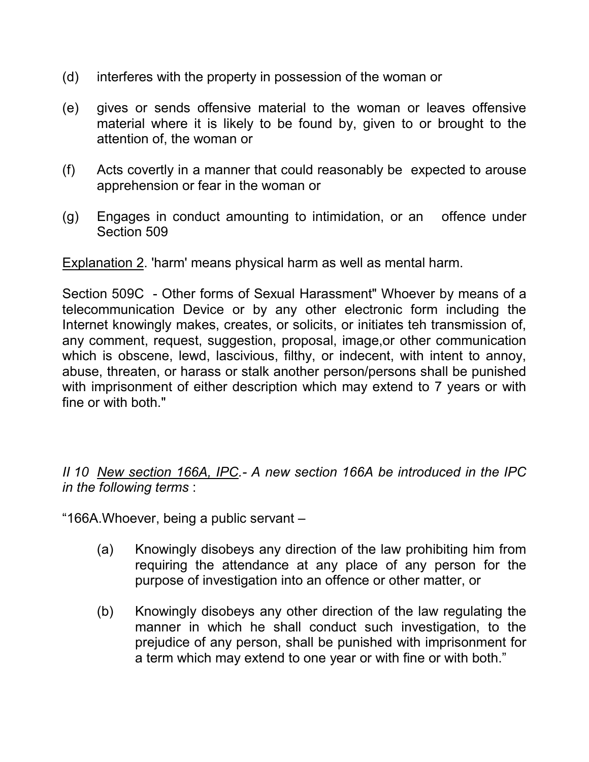(d) interferes with the property in possession of the woman or

(e) gives or sends offensive material to the woman or leaves offensive material where it is likely to be found by, given to or brought to the attention of, the woman or

(f) Acts covertly in a manner that could reasonably be expected to arouse apprehension or fear in the woman or

(g) Engages in conduct amounting to intimidation, or an offence under Section 509

<u>Explanation 2</u>. 'harm' means physical harm as well as mental harm.

Section 509C - Other forms of Sexual Harassment" Whoever by means of a telecommunication Device or by any other electronic form including the Internet knowingly makes, creates, or solicits, or initiates teh transmission of, any comment, request, suggestion, proposal, image,or other communication which is obscene, lewd, lascivious, filthy, or indecent, with intent to annoy, abuse, threaten, or harass or stalk another person/persons shall be punished with imprisonment of either description which may extend to 7 years or with fine or with both."

*II 10 <u>New section 166A, IPC</u>.- A new section 166A be introduced in the IPC in the following terms* :

"166A.Whoever, being a public servant –

(a) Knowingly disobeys any direction of the law prohibiting him from requiring the attendance at any place of any person for the purpose of investigation into an offence or other matter, or

(b) Knowingly disobeys any other direction of the law regulating the manner in which he shall conduct such investigation, to the prejudice of any person, shall be punished with imprisonment for a term which may extend to one year or with fine or with both."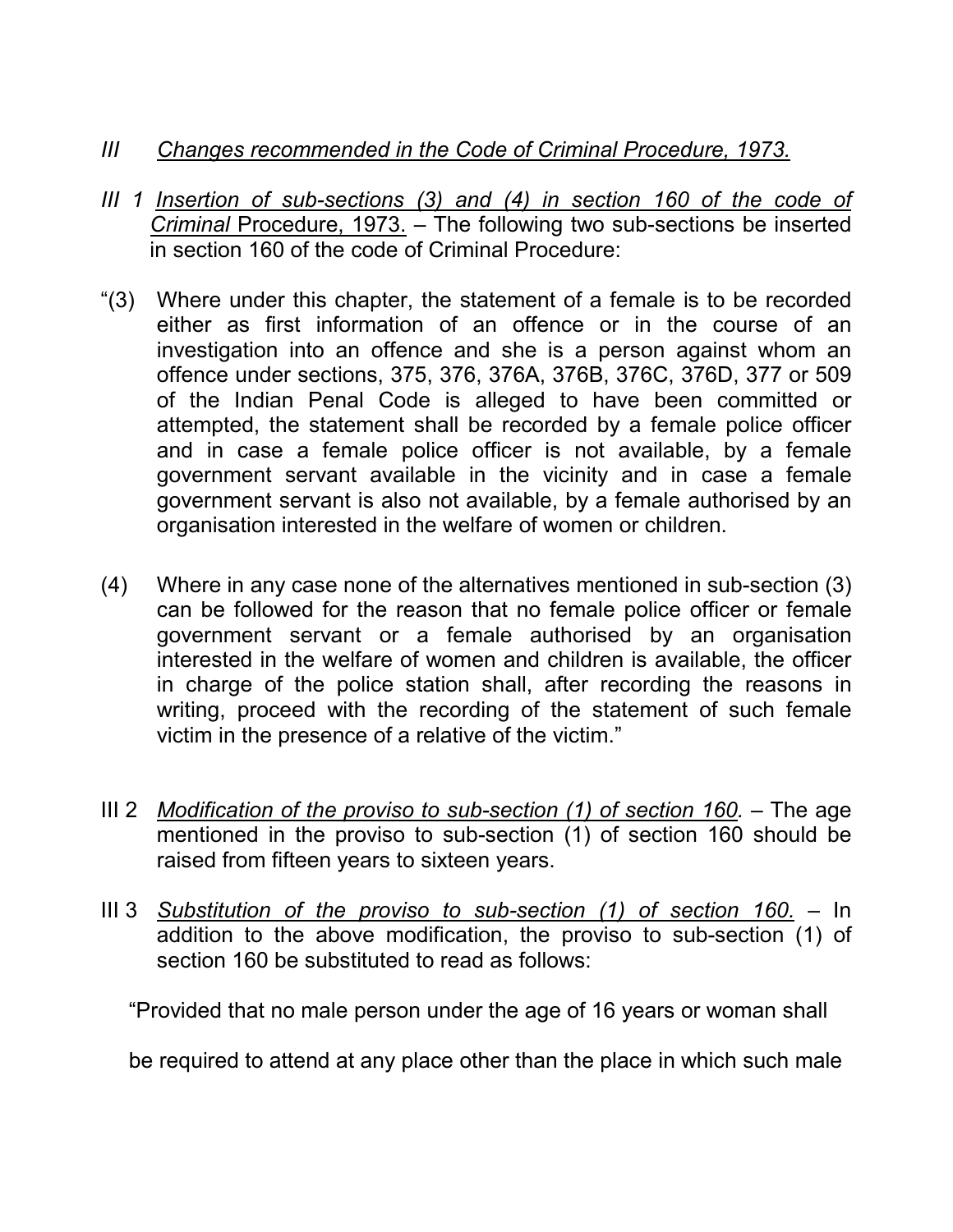## III *Changes recommended in the Code of Criminal Procedure, 1973.*

III 1 *Insertion of sub-sections (3) and (4) in section 160 of the code of Criminal* Procedure, 1973. – The following two sub-sections be inserted in section 160 of the code of Criminal Procedure:

"(3) Where under this chapter, the statement of a female is to be recorded either as first information of an offence or in the course of an investigation into an offence and she is a person against whom an offence under sections, 375, 376, 376A, 376B, 376C, 376D, 377 or 509 of the Indian Penal Code is alleged to have been committed or attempted, the statement shall be recorded by a female police officer and in case a female police officer is not available, by a female government servant available in the vicinity and in case a female government servant is also not available, by a female authorised by an organisation interested in the welfare of women or children.

(4) Where in any case none of the alternatives mentioned in sub-section (3) can be followed for the reason that no female police officer or female government servant or a female authorised by an organisation interested in the welfare of women and children is available, the officer in charge of the police station shall, after recording the reasons in writing, proceed with the recording of the statement of such female victim in the presence of a relative of the victim."

III 2 *Modification of the proviso to sub-section (1) of section 160.* – The age mentioned in the proviso to sub-section (1) of section 160 should be raised from fifteen years to sixteen years.

III 3 *Substitution of the proviso to sub-section (1) of section 160.* – In addition to the above modification, the proviso to sub-section (1) of section 160 be substituted to read as follows:

"Provided that no male person under the age of 16 years or woman shall be required to attend at any place other than the place in which such male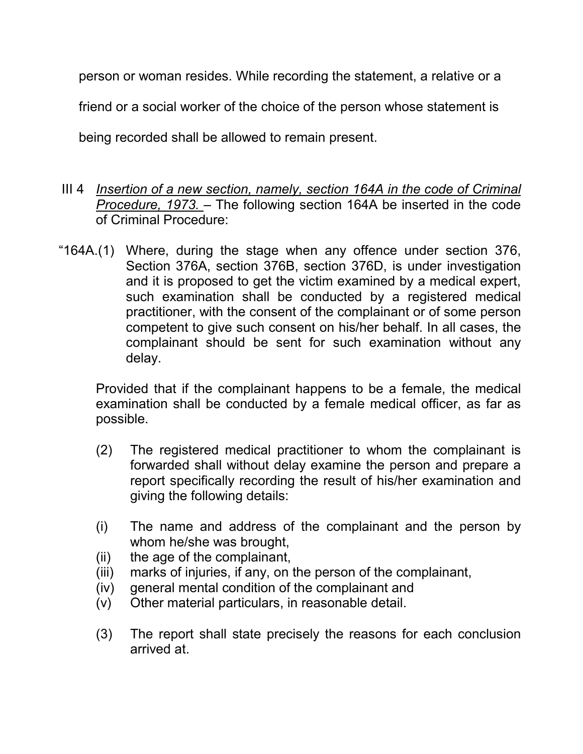person or woman resides. While recording the statement, a relative or a friend or a social worker of the choice of the person whose statement is being recorded shall be allowed to remain present.

III 4 *Insertion of a new section, namely, section 164A in the code of Criminal Procedure, 1973.* – The following section 164A be inserted in the code of Criminal Procedure:

"164A.(1) Where, during the stage when any offence under section 376, Section 376A, section 376B, section 376D, is under investigation and it is proposed to get the victim examined by a medical expert, such examination shall be conducted by a registered medical practitioner, with the consent of the complainant or of some person competent to give such consent on his/her behalf. In all cases, the complainant should be sent for such examination without any delay.

Provided that if the complainant happens to be a female, the medical examination shall be conducted by a female medical officer, as far as possible.

(2) The registered medical practitioner to whom the complainant is forwarded shall without delay examine the person and prepare a report specifically recording the result of his/her examination and giving the following details:

(i) The name and address of the complainant and the person by whom he/she was brought,
(ii) the age of the complainant,
(iii) marks of injuries, if any, on the person of the complainant,
(iv) general mental condition of the complainant and
(v) Other material particulars, in reasonable detail.

(3) The report shall state precisely the reasons for each conclusion arrived at.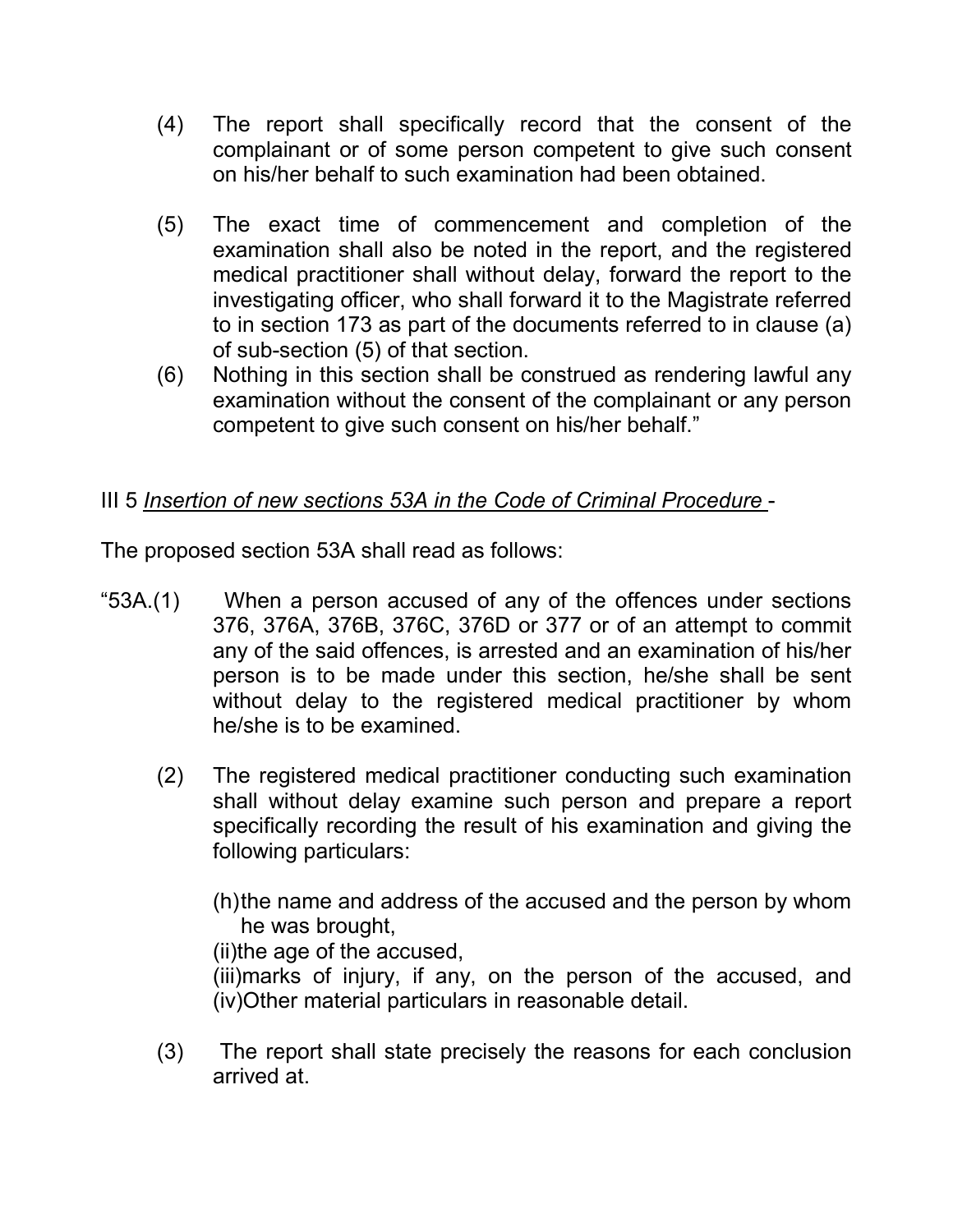(4) The report shall specifically record that the consent of the complainant or of some person competent to give such consent on his/her behalf to such examination had been obtained.

(5) The exact time of commencement and completion of the examination shall also be noted in the report, and the registered medical practitioner shall without delay, forward the report to the investigating officer, who shall forward it to the Magistrate referred to in section 173 as part of the documents referred to in clause (a) of sub-section (5) of that section.

(6) Nothing in this section shall be construed as rendering lawful any examination without the consent of the complainant or any person competent to give such consent on his/her behalf."

III 5 *Insertion of new sections 53A in the Code of Criminal Procedure* -

The proposed section 53A shall read as follows:

"53A.(1) When a person accused of any of the offences under sections 376, 376A, 376B, 376C, 376D or 377 or of an attempt to commit any of the said offences, is arrested and an examination of his/her person is to be made under this section, he/she shall be sent without delay to the registered medical practitioner by whom he/she is to be examined.

(2) The registered medical practitioner conducting such examination shall without delay examine such person and prepare a report specifically recording the result of his examination and giving the following particulars:

(h)the name and address of the accused and the person by whom he was brought,
(ii)the age of the accused,
(iii)marks of injury, if any, on the person of the accused, and
(iv)Other material particulars in reasonable detail.

(3) The report shall state precisely the reasons for each conclusion arrived at.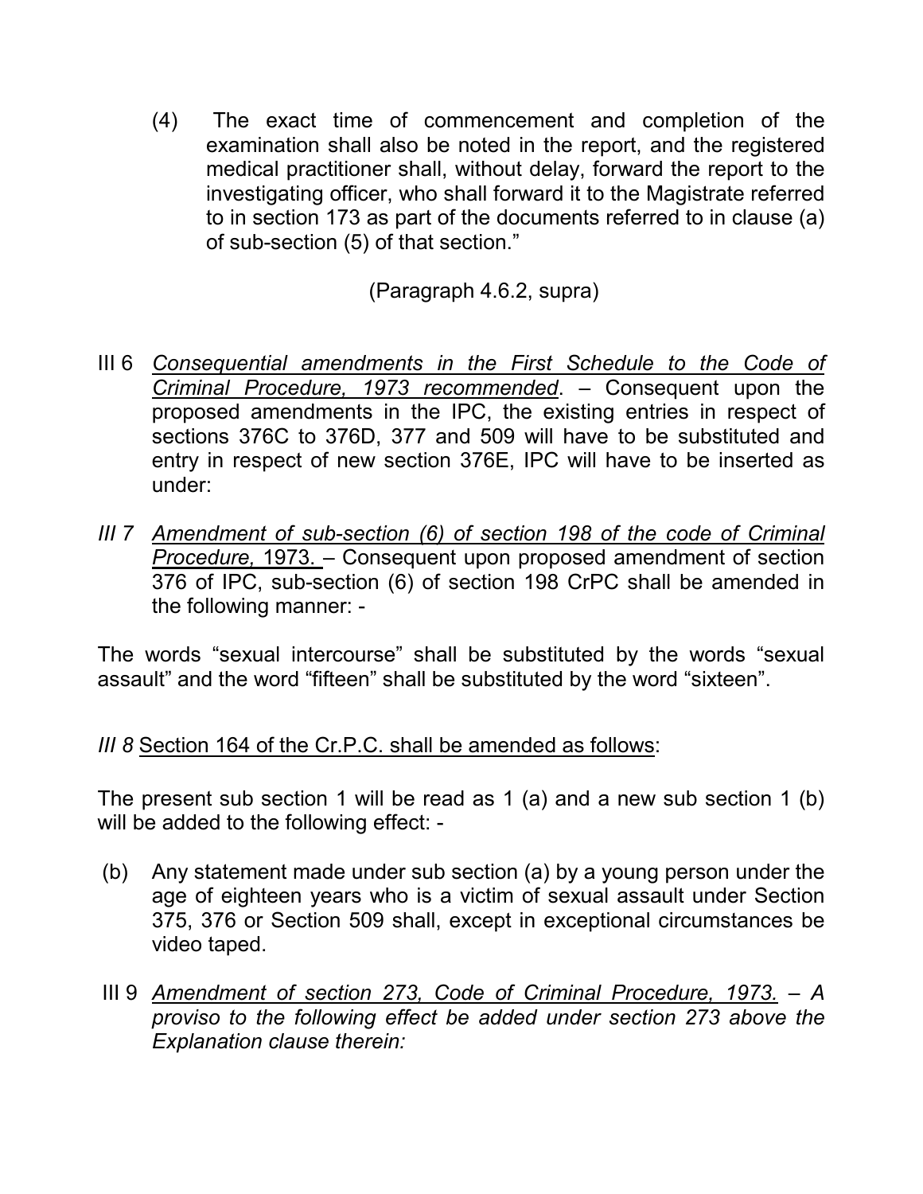(4) The exact time of commencement and completion of the examination shall also be noted in the report, and the registered medical practitioner shall, without delay, forward the report to the investigating officer, who shall forward it to the Magistrate referred to in section 173 as part of the documents referred to in clause (a) of sub-section (5) of that section."

(Paragraph 4.6.2, supra)

III 6 *Consequential amendments in the First Schedule to the Code of Criminal Procedure, 1973 recommended*. – Consequent upon the proposed amendments in the IPC, the existing entries in respect of sections 376C to 376D, 377 and 509 will have to be substituted and entry in respect of new section 376E, IPC will have to be inserted as under:

*III 7 Amendment of sub-section (6) of section 198 of the code of Criminal Procedure,* 1973. – Consequent upon proposed amendment of section 376 of IPC, sub-section (6) of section 198 CrPC shall be amended in the following manner: -

The words "sexual intercourse" shall be substituted by the words "sexual assault" and the word "fifteen" shall be substituted by the word "sixteen".

*III 8* Section 164 of the Cr.P.C. shall be amended as follows:

The present sub section 1 will be read as 1 (a) and a new sub section 1 (b) will be added to the following effect: -

(b) Any statement made under sub section (a) by a young person under the age of eighteen years who is a victim of sexual assault under Section 375, 376 or Section 509 shall, except in exceptional circumstances be video taped.

III 9 *Amendment of section 273, Code of Criminal Procedure, 1973. – A proviso to the following effect be added under section 273 above the Explanation clause therein:*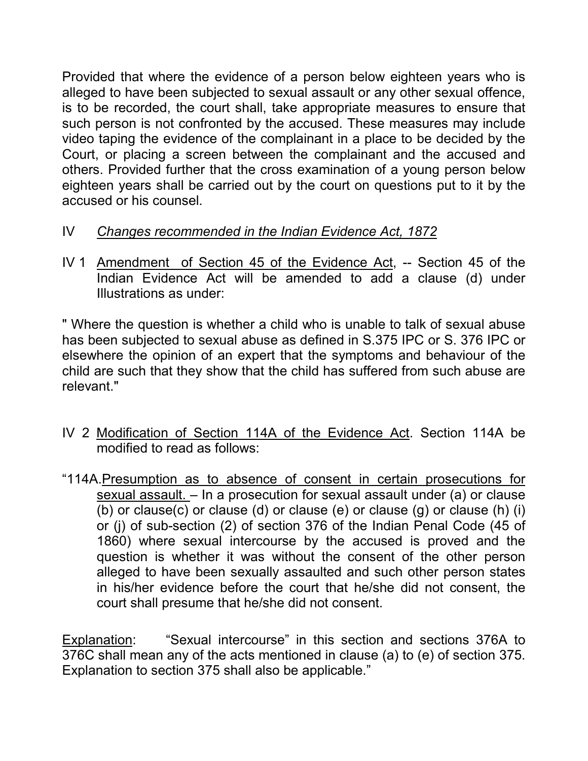Provided that where the evidence of a person below eighteen years who is alleged to have been subjected to sexual assault or any other sexual offence, is to be recorded, the court shall, take appropriate measures to ensure that such person is not confronted by the accused. These measures may include video taping the evidence of the complainant in a place to be decided by the Court, or placing a screen between the complainant and the accused and others. Provided further that the cross examination of a young person below eighteen years shall be carried out by the court on questions put to it by the accused or his counsel.

## IV *Changes recommended in the Indian Evidence Act, 1872*

IV 1 Amendment of Section 45 of the Evidence Act, -- Section 45 of the Indian Evidence Act will be amended to add a clause (d) under Illustrations as under:

" Where the question is whether a child who is unable to talk of sexual abuse has been subjected to sexual abuse as defined in S.375 IPC or S. 376 IPC or elsewhere the opinion of an expert that the symptoms and behaviour of the child are such that they show that the child has suffered from such abuse are relevant."

IV 2 Modification of Section 114A of the Evidence Act. Section 114A be modified to read as follows:

"114A.Presumption as to absence of consent in certain prosecutions for sexual assault. – In a prosecution for sexual assault under (a) or clause (b) or clause(c) or clause (d) or clause (e) or clause (g) or clause (h) (i) or (j) of sub-section (2) of section 376 of the Indian Penal Code (45 of 1860) where sexual intercourse by the accused is proved and the question is whether it was without the consent of the other person alleged to have been sexually assaulted and such other person states in his/her evidence before the court that he/she did not consent, the court shall presume that he/she did not consent.

Explanation: "Sexual intercourse" in this section and sections 376A to 376C shall mean any of the acts mentioned in clause (a) to (e) of section 375. Explanation to section 375 shall also be applicable."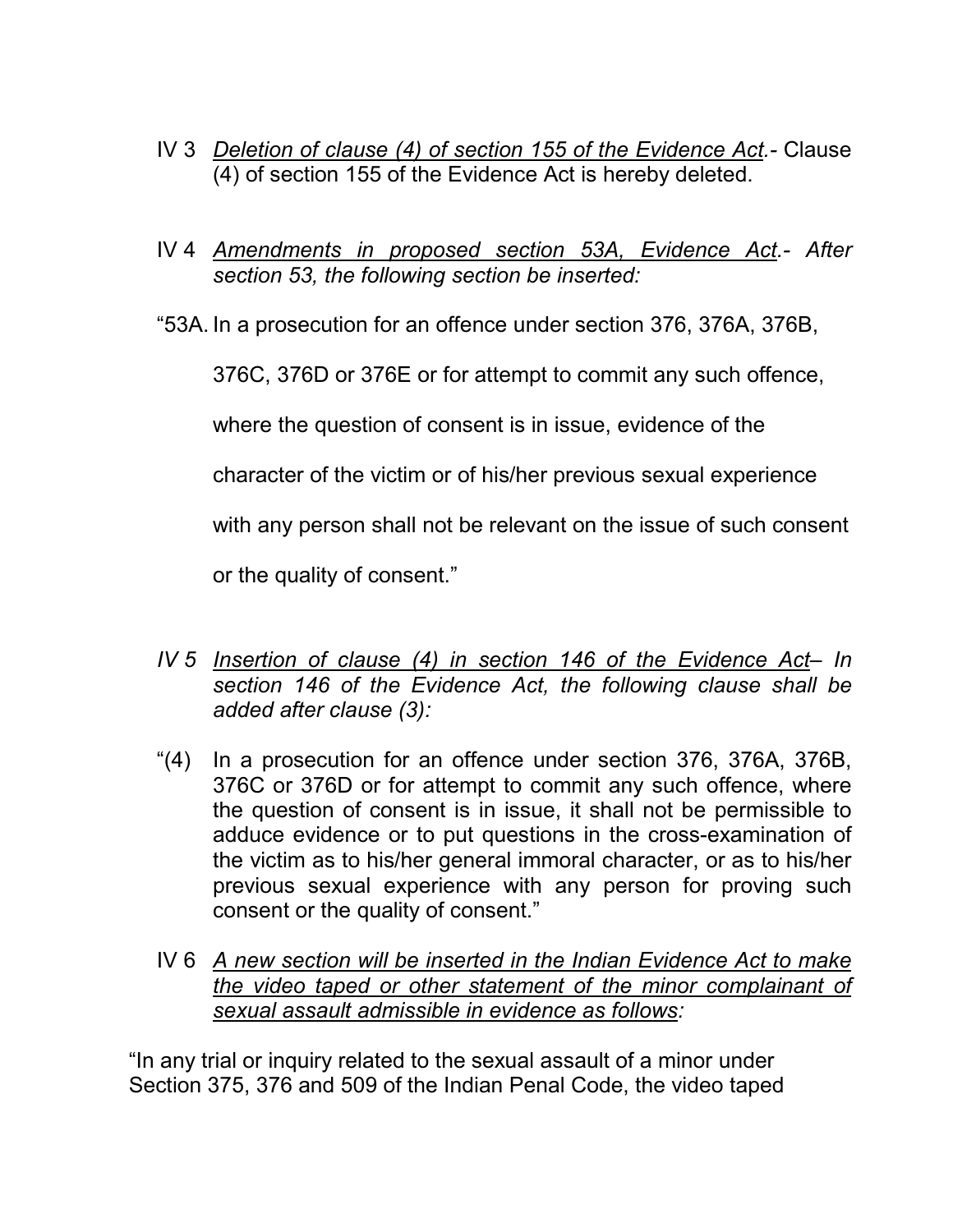IV 3 *Deletion of clause (4) of section 155 of the Evidence Act.*- Clause (4) of section 155 of the Evidence Act is hereby deleted.

IV 4 *Amendments in proposed section 53A, Evidence Act.- After section 53, the following section be inserted:*

"53A. In a prosecution for an offence under section 376, 376A, 376B, 376C, 376D or 376E or for attempt to commit any such offence, where the question of consent is in issue, evidence of the character of the victim or of his/her previous sexual experience with any person shall not be relevant on the issue of such consent or the quality of consent."

*IV 5 Insertion of clause (4) in section 146 of the Evidence Act– In section 146 of the Evidence Act, the following clause shall be added after clause (3):*

"(4) In a prosecution for an offence under section 376, 376A, 376B, 376C or 376D or for attempt to commit any such offence, where the question of consent is in issue, it shall not be permissible to adduce evidence or to put questions in the cross-examination of the victim as to his/her general immoral character, or as to his/her previous sexual experience with any person for proving such consent or the quality of consent."

IV 6 *A new section will be inserted in the Indian Evidence Act to make the video taped or other statement of the minor complainant of sexual assault admissible in evidence as follows:*

"In any trial or inquiry related to the sexual assault of a minor under Section 375, 376 and 509 of the Indian Penal Code, the video taped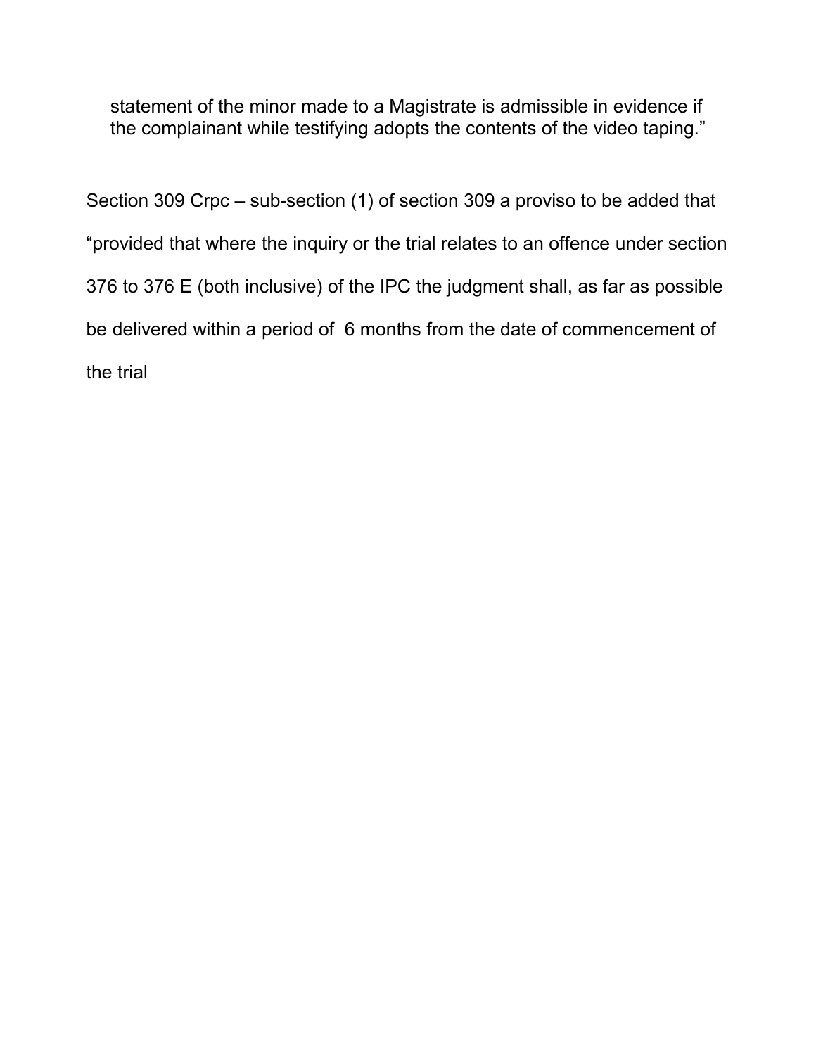statement of the minor made to a Magistrate is admissible in evidence if the complainant while testifying adopts the contents of the video taping."

Section 309 Crpc – sub-section (1) of section 309 a proviso to be added that "provided that where the inquiry or the trial relates to an offence under section 376 to 376 E (both inclusive) of the IPC the judgment shall, as far as possible be delivered within a period of 6 months from the date of commencement of the trial